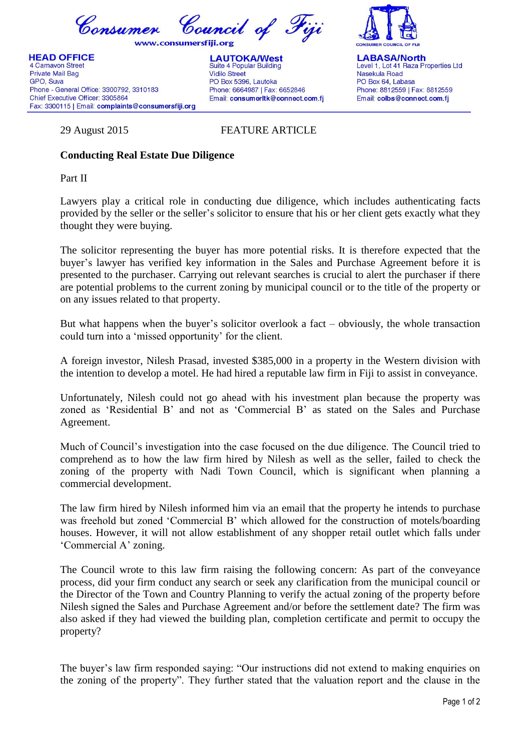Consumer Council of Fiji
www.consumersfiji.org

CONSUMER COUNCIL OF FIJI

**HEAD OFFICE**
4 Carnavon Street
Private Mail Bag
GPO, Suva
Phone - General Office: 3300792, 3310183
Chief Executive Officer: 3305864
Fax: 3300115 | Email: **complaints@consumersfiji.org**

**LAUTOKA/West**
Suite 4 Popular Building
Vidilo Street
PO Box 5396, Lautoka
Phone: 6664987 | Fax: 6652846
Email: **consumerltk@connect.com.fj**

**LABASA/North**
Level 1, Lot 41 Raza Properties Ltd
Nasekula Road
PO Box 64, Labasa
Phone: 8812559 | Fax: 8812559
Email: **colbs@connect.com.fj**

29 August 2015 FEATURE ARTICLE

**Conducting Real Estate Due Diligence**

Part II

Lawyers play a critical role in conducting due diligence, which includes authenticating facts provided by the seller or the seller's solicitor to ensure that his or her client gets exactly what they thought they were buying.

The solicitor representing the buyer has more potential risks. It is therefore expected that the buyer's lawyer has verified key information in the Sales and Purchase Agreement before it is presented to the purchaser. Carrying out relevant searches is crucial to alert the purchaser if there are potential problems to the current zoning by municipal council or to the title of the property or on any issues related to that property.

But what happens when the buyer's solicitor overlook a fact – obviously, the whole transaction could turn into a 'missed opportunity' for the client.

A foreign investor, Nilesh Prasad, invested $385,000 in a property in the Western division with the intention to develop a motel. He had hired a reputable law firm in Fiji to assist in conveyance.

Unfortunately, Nilesh could not go ahead with his investment plan because the property was zoned as 'Residential B' and not as 'Commercial B' as stated on the Sales and Purchase Agreement.

Much of Council's investigation into the case focused on the due diligence. The Council tried to comprehend as to how the law firm hired by Nilesh as well as the seller, failed to check the zoning of the property with Nadi Town Council, which is significant when planning a commercial development.

The law firm hired by Nilesh informed him via an email that the property he intends to purchase was freehold but zoned 'Commercial B' which allowed for the construction of motels/boarding houses. However, it will not allow establishment of any shopper retail outlet which falls under 'Commercial A' zoning.

The Council wrote to this law firm raising the following concern: As part of the conveyance process, did your firm conduct any search or seek any clarification from the municipal council or the Director of the Town and Country Planning to verify the actual zoning of the property before Nilesh signed the Sales and Purchase Agreement and/or before the settlement date? The firm was also asked if they had viewed the building plan, completion certificate and permit to occupy the property?

The buyer's law firm responded saying: "Our instructions did not extend to making enquiries on the zoning of the property". They further stated that the valuation report and the clause in the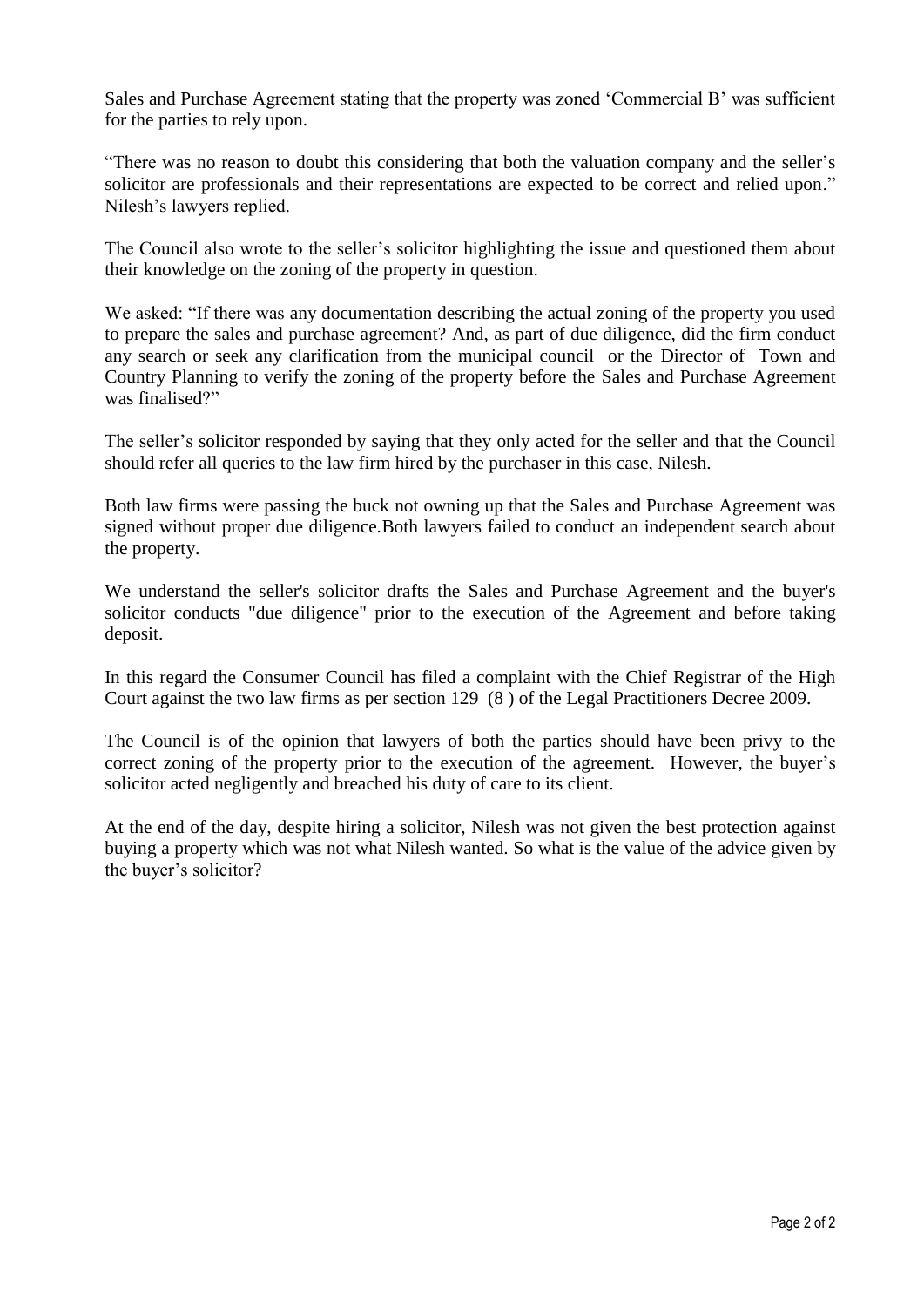Sales and Purchase Agreement stating that the property was zoned 'Commercial B' was sufficient for the parties to rely upon.

"There was no reason to doubt this considering that both the valuation company and the seller's solicitor are professionals and their representations are expected to be correct and relied upon." Nilesh's lawyers replied.

The Council also wrote to the seller's solicitor highlighting the issue and questioned them about their knowledge on the zoning of the property in question.

We asked: "If there was any documentation describing the actual zoning of the property you used to prepare the sales and purchase agreement? And, as part of due diligence, did the firm conduct any search or seek any clarification from the municipal council or the Director of Town and Country Planning to verify the zoning of the property before the Sales and Purchase Agreement was finalised?"

The seller's solicitor responded by saying that they only acted for the seller and that the Council should refer all queries to the law firm hired by the purchaser in this case, Nilesh.

Both law firms were passing the buck not owning up that the Sales and Purchase Agreement was signed without proper due diligence.Both lawyers failed to conduct an independent search about the property.

We understand the seller's solicitor drafts the Sales and Purchase Agreement and the buyer's solicitor conducts "due diligence" prior to the execution of the Agreement and before taking deposit.

In this regard the Consumer Council has filed a complaint with the Chief Registrar of the High Court against the two law firms as per section 129 (8 ) of the Legal Practitioners Decree 2009.

The Council is of the opinion that lawyers of both the parties should have been privy to the correct zoning of the property prior to the execution of the agreement. However, the buyer's solicitor acted negligently and breached his duty of care to its client.

At the end of the day, despite hiring a solicitor, Nilesh was not given the best protection against buying a property which was not what Nilesh wanted. So what is the value of the advice given by the buyer's solicitor?